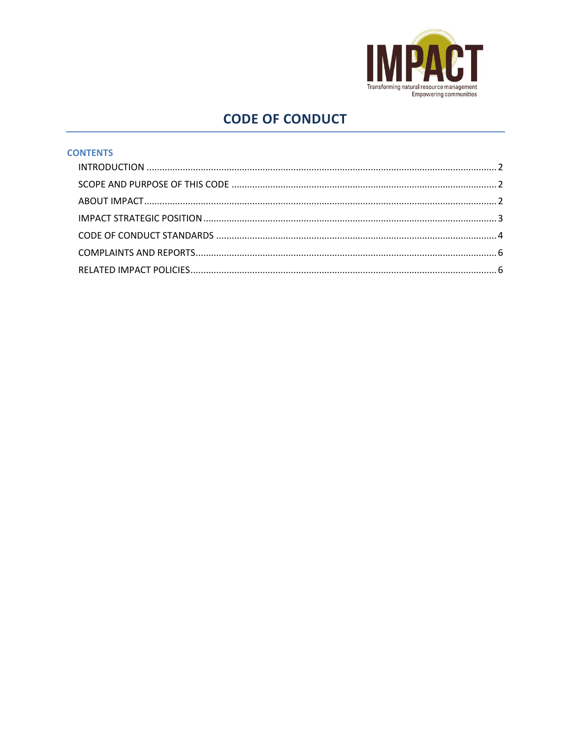IMPACT

Transforming natural resource management
Empowering communities

# CODE OF CONDUCT

## CONTENTS

- INTRODUCTION ........................................ 2
- SCOPE AND PURPOSE OF THIS CODE ........................................ 2
- ABOUT IMPACT ........................................ 2
- IMPACT STRATEGIC POSITION ........................................ 3
- CODE OF CONDUCT STANDARDS ........................................ 4
- COMPLAINTS AND REPORTS ........................................ 6
- RELATED IMPACT POLICIES ........................................ 6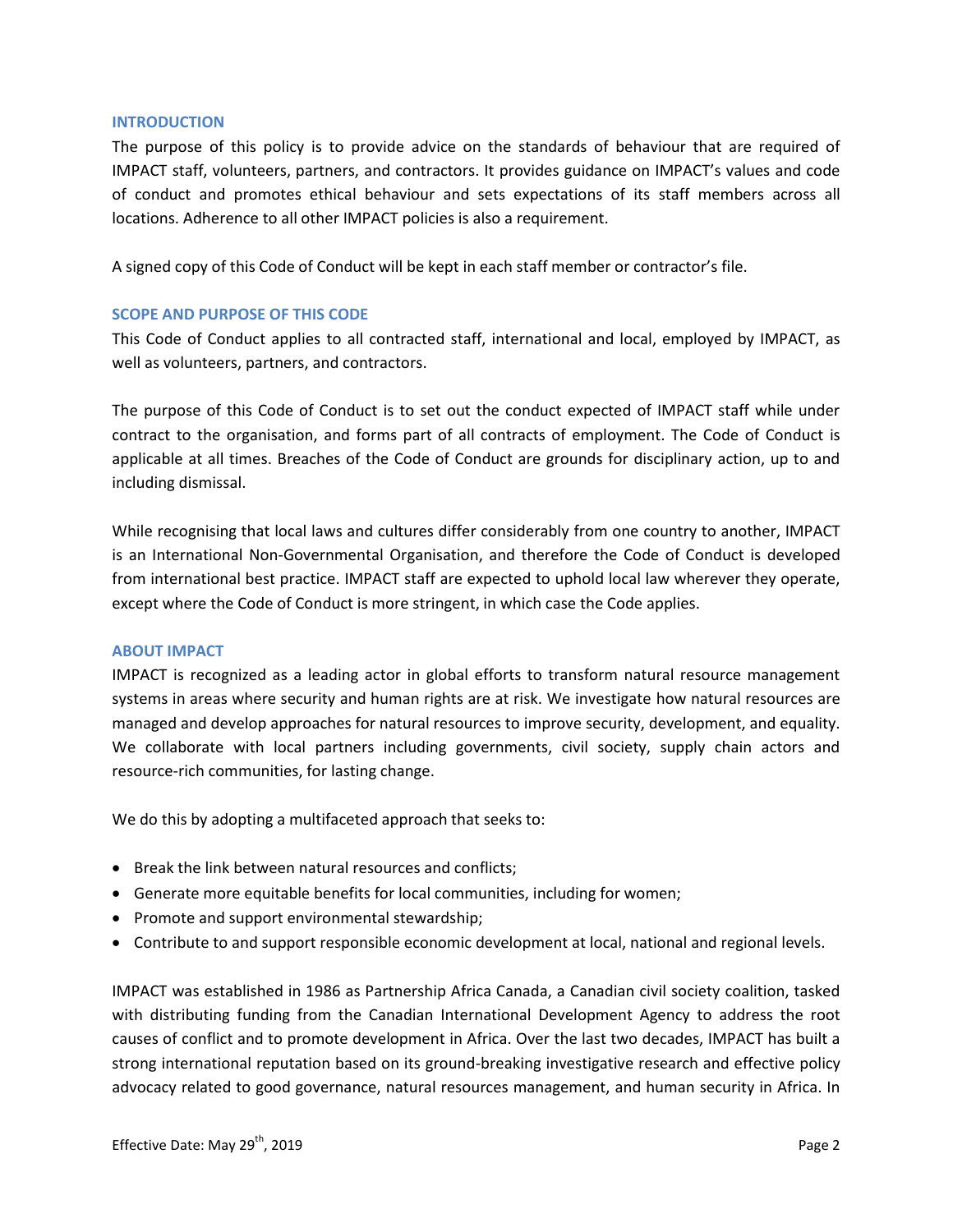## INTRODUCTION

The purpose of this policy is to provide advice on the standards of behaviour that are required of IMPACT staff, volunteers, partners, and contractors. It provides guidance on IMPACT's values and code of conduct and promotes ethical behaviour and sets expectations of its staff members across all locations. Adherence to all other IMPACT policies is also a requirement.

A signed copy of this Code of Conduct will be kept in each staff member or contractor's file.

## SCOPE AND PURPOSE OF THIS CODE

This Code of Conduct applies to all contracted staff, international and local, employed by IMPACT, as well as volunteers, partners, and contractors.

The purpose of this Code of Conduct is to set out the conduct expected of IMPACT staff while under contract to the organisation, and forms part of all contracts of employment. The Code of Conduct is applicable at all times. Breaches of the Code of Conduct are grounds for disciplinary action, up to and including dismissal.

While recognising that local laws and cultures differ considerably from one country to another, IMPACT is an International Non-Governmental Organisation, and therefore the Code of Conduct is developed from international best practice. IMPACT staff are expected to uphold local law wherever they operate, except where the Code of Conduct is more stringent, in which case the Code applies.

## ABOUT IMPACT

IMPACT is recognized as a leading actor in global efforts to transform natural resource management systems in areas where security and human rights are at risk. We investigate how natural resources are managed and develop approaches for natural resources to improve security, development, and equality. We collaborate with local partners including governments, civil society, supply chain actors and resource-rich communities, for lasting change.

We do this by adopting a multifaceted approach that seeks to:

- Break the link between natural resources and conflicts;
- Generate more equitable benefits for local communities, including for women;
- Promote and support environmental stewardship;
- Contribute to and support responsible economic development at local, national and regional levels.

IMPACT was established in 1986 as Partnership Africa Canada, a Canadian civil society coalition, tasked with distributing funding from the Canadian International Development Agency to address the root causes of conflict and to promote development in Africa. Over the last two decades, IMPACT has built a strong international reputation based on its ground-breaking investigative research and effective policy advocacy related to good governance, natural resources management, and human security in Africa. In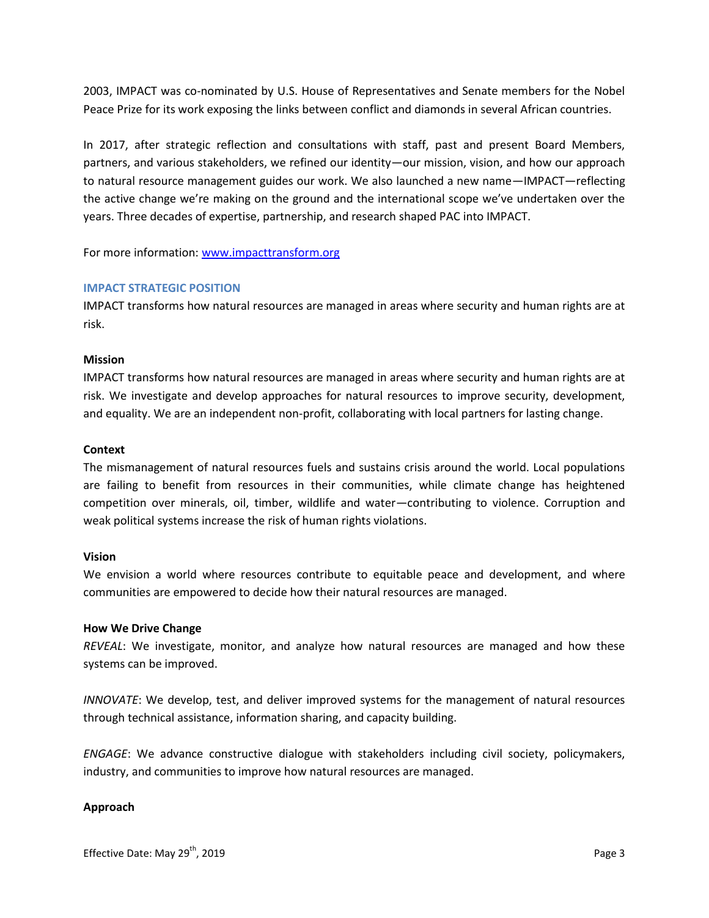2003, IMPACT was co-nominated by U.S. House of Representatives and Senate members for the Nobel Peace Prize for its work exposing the links between conflict and diamonds in several African countries.

In 2017, after strategic reflection and consultations with staff, past and present Board Members, partners, and various stakeholders, we refined our identity—our mission, vision, and how our approach to natural resource management guides our work. We also launched a new name—IMPACT—reflecting the active change we're making on the ground and the international scope we've undertaken over the years. Three decades of expertise, partnership, and research shaped PAC into IMPACT.

For more information: [www.impacttransform.org](http://www.impacttransform.org)

## IMPACT STRATEGIC POSITION

IMPACT transforms how natural resources are managed in areas where security and human rights are at risk.

### Mission

IMPACT transforms how natural resources are managed in areas where security and human rights are at risk. We investigate and develop approaches for natural resources to improve security, development, and equality. We are an independent non-profit, collaborating with local partners for lasting change.

### Context

The mismanagement of natural resources fuels and sustains crisis around the world. Local populations are failing to benefit from resources in their communities, while climate change has heightened competition over minerals, oil, timber, wildlife and water—contributing to violence. Corruption and weak political systems increase the risk of human rights violations.

### Vision

We envision a world where resources contribute to equitable peace and development, and where communities are empowered to decide how their natural resources are managed.

### How We Drive Change

*REVEAL*: We investigate, monitor, and analyze how natural resources are managed and how these systems can be improved.

*INNOVATE*: We develop, test, and deliver improved systems for the management of natural resources through technical assistance, information sharing, and capacity building.

*ENGAGE*: We advance constructive dialogue with stakeholders including civil society, policymakers, industry, and communities to improve how natural resources are managed.

### Approach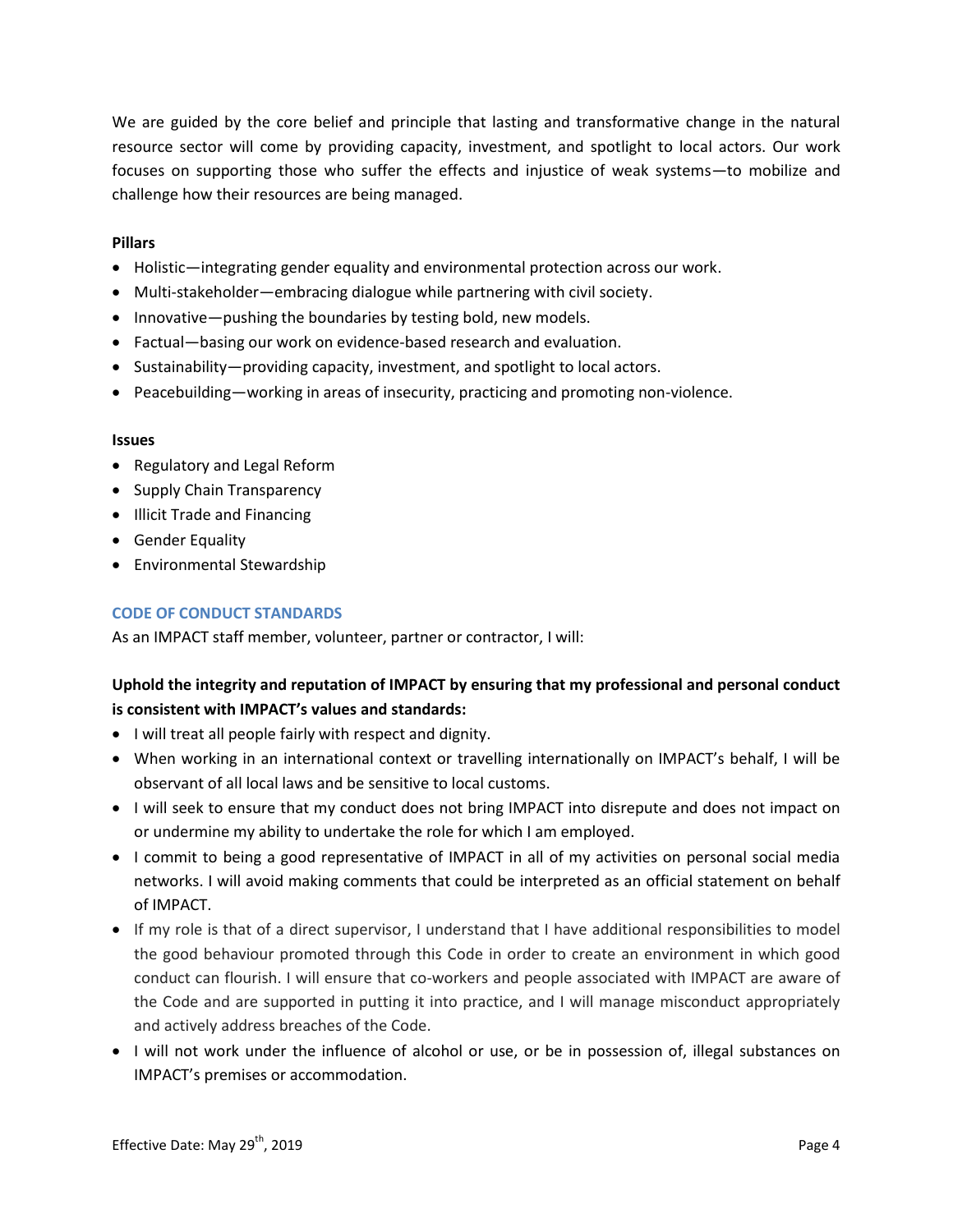We are guided by the core belief and principle that lasting and transformative change in the natural resource sector will come by providing capacity, investment, and spotlight to local actors. Our work focuses on supporting those who suffer the effects and injustice of weak systems—to mobilize and challenge how their resources are being managed.

**Pillars**

- Holistic—integrating gender equality and environmental protection across our work.
- Multi-stakeholder—embracing dialogue while partnering with civil society.
- Innovative—pushing the boundaries by testing bold, new models.
- Factual—basing our work on evidence-based research and evaluation.
- Sustainability—providing capacity, investment, and spotlight to local actors.
- Peacebuilding—working in areas of insecurity, practicing and promoting non-violence.

**Issues**

- Regulatory and Legal Reform
- Supply Chain Transparency
- Illicit Trade and Financing
- Gender Equality
- Environmental Stewardship

## CODE OF CONDUCT STANDARDS

As an IMPACT staff member, volunteer, partner or contractor, I will:

**Uphold the integrity and reputation of IMPACT by ensuring that my professional and personal conduct is consistent with IMPACT's values and standards:**

- I will treat all people fairly with respect and dignity.
- When working in an international context or travelling internationally on IMPACT's behalf, I will be observant of all local laws and be sensitive to local customs.
- I will seek to ensure that my conduct does not bring IMPACT into disrepute and does not impact on or undermine my ability to undertake the role for which I am employed.
- I commit to being a good representative of IMPACT in all of my activities on personal social media networks. I will avoid making comments that could be interpreted as an official statement on behalf of IMPACT.
- If my role is that of a direct supervisor, I understand that I have additional responsibilities to model the good behaviour promoted through this Code in order to create an environment in which good conduct can flourish. I will ensure that co-workers and people associated with IMPACT are aware of the Code and are supported in putting it into practice, and I will manage misconduct appropriately and actively address breaches of the Code.
- I will not work under the influence of alcohol or use, or be in possession of, illegal substances on IMPACT's premises or accommodation.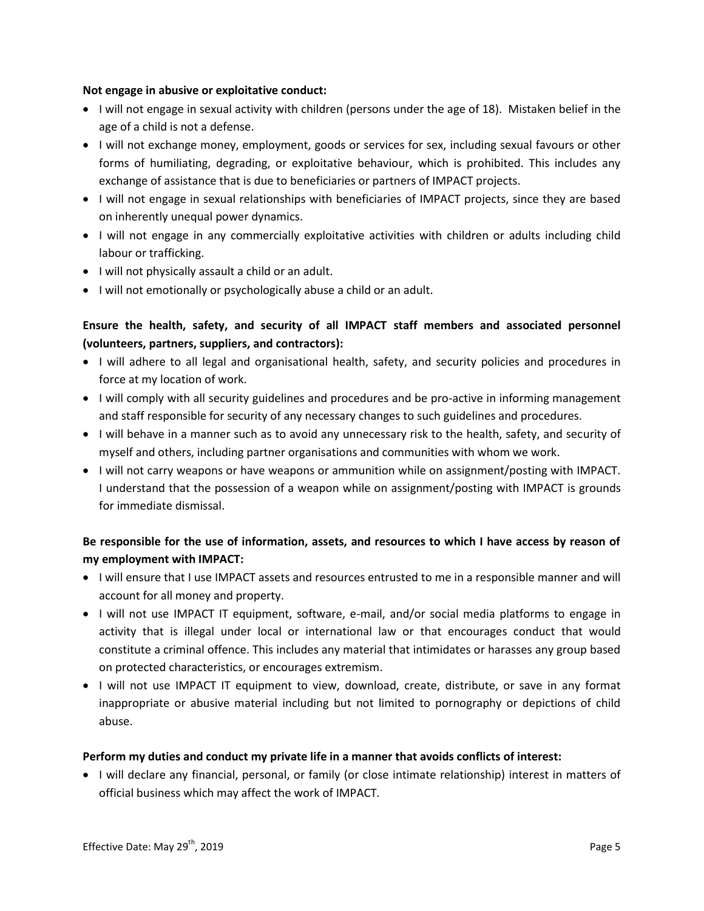**Not engage in abusive or exploitative conduct:**

- I will not engage in sexual activity with children (persons under the age of 18). Mistaken belief in the age of a child is not a defense.
- I will not exchange money, employment, goods or services for sex, including sexual favours or other forms of humiliating, degrading, or exploitative behaviour, which is prohibited. This includes any exchange of assistance that is due to beneficiaries or partners of IMPACT projects.
- I will not engage in sexual relationships with beneficiaries of IMPACT projects, since they are based on inherently unequal power dynamics.
- I will not engage in any commercially exploitative activities with children or adults including child labour or trafficking.
- I will not physically assault a child or an adult.
- I will not emotionally or psychologically abuse a child or an adult.

**Ensure the health, safety, and security of all IMPACT staff members and associated personnel (volunteers, partners, suppliers, and contractors):**

- I will adhere to all legal and organisational health, safety, and security policies and procedures in force at my location of work.
- I will comply with all security guidelines and procedures and be pro-active in informing management and staff responsible for security of any necessary changes to such guidelines and procedures.
- I will behave in a manner such as to avoid any unnecessary risk to the health, safety, and security of myself and others, including partner organisations and communities with whom we work.
- I will not carry weapons or have weapons or ammunition while on assignment/posting with IMPACT. I understand that the possession of a weapon while on assignment/posting with IMPACT is grounds for immediate dismissal.

**Be responsible for the use of information, assets, and resources to which I have access by reason of my employment with IMPACT:**

- I will ensure that I use IMPACT assets and resources entrusted to me in a responsible manner and will account for all money and property.
- I will not use IMPACT IT equipment, software, e-mail, and/or social media platforms to engage in activity that is illegal under local or international law or that encourages conduct that would constitute a criminal offence. This includes any material that intimidates or harasses any group based on protected characteristics, or encourages extremism.
- I will not use IMPACT IT equipment to view, download, create, distribute, or save in any format inappropriate or abusive material including but not limited to pornography or depictions of child abuse.

**Perform my duties and conduct my private life in a manner that avoids conflicts of interest:**

- I will declare any financial, personal, or family (or close intimate relationship) interest in matters of official business which may affect the work of IMPACT.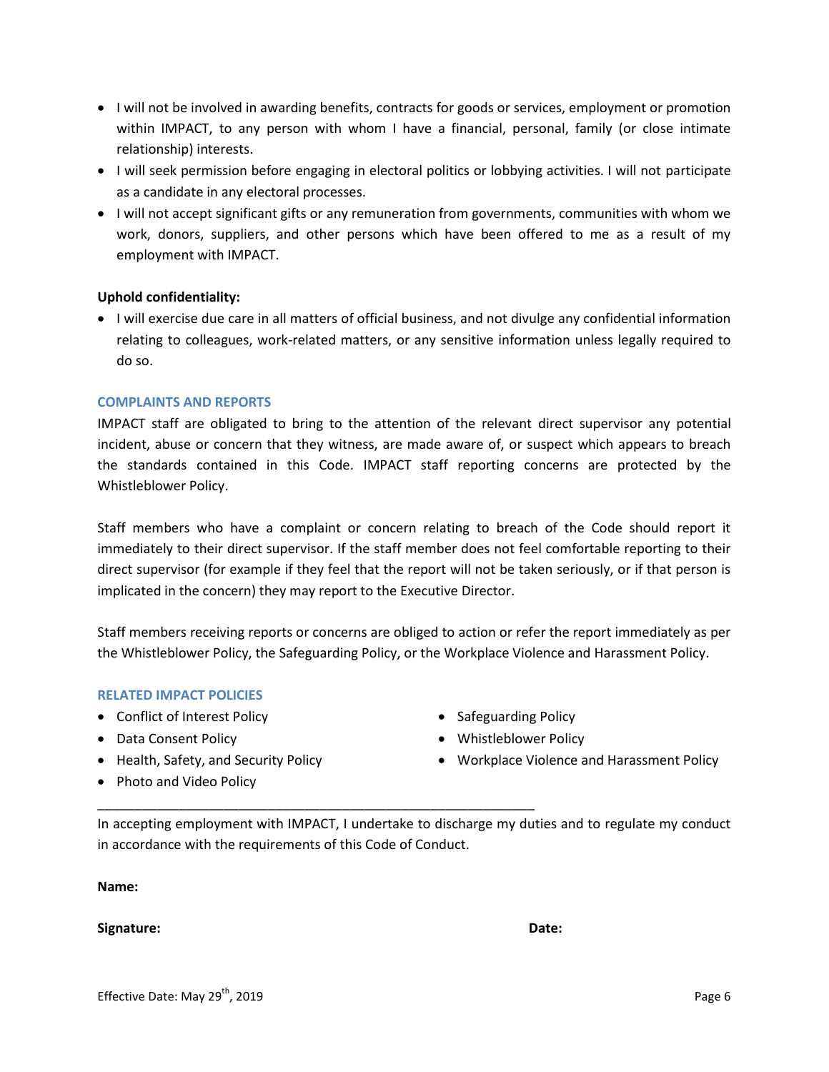- I will not be involved in awarding benefits, contracts for goods or services, employment or promotion within IMPACT, to any person with whom I have a financial, personal, family (or close intimate relationship) interests.
- I will seek permission before engaging in electoral politics or lobbying activities. I will not participate as a candidate in any electoral processes.
- I will not accept significant gifts or any remuneration from governments, communities with whom we work, donors, suppliers, and other persons which have been offered to me as a result of my employment with IMPACT.

**Uphold confidentiality:**

- I will exercise due care in all matters of official business, and not divulge any confidential information relating to colleagues, work-related matters, or any sensitive information unless legally required to do so.

## COMPLAINTS AND REPORTS

IMPACT staff are obligated to bring to the attention of the relevant direct supervisor any potential incident, abuse or concern that they witness, are made aware of, or suspect which appears to breach the standards contained in this Code. IMPACT staff reporting concerns are protected by the Whistleblower Policy.

Staff members who have a complaint or concern relating to breach of the Code should report it immediately to their direct supervisor. If the staff member does not feel comfortable reporting to their direct supervisor (for example if they feel that the report will not be taken seriously, or if that person is implicated in the concern) they may report to the Executive Director.

Staff members receiving reports or concerns are obliged to action or refer the report immediately as per the Whistleblower Policy, the Safeguarding Policy, or the Workplace Violence and Harassment Policy.

## RELATED IMPACT POLICIES

- Conflict of Interest Policy
- Data Consent Policy
- Health, Safety, and Security Policy
- Photo and Video Policy
- Safeguarding Policy
- Whistleblower Policy
- Workplace Violence and Harassment Policy

---

In accepting employment with IMPACT, I undertake to discharge my duties and to regulate my conduct in accordance with the requirements of this Code of Conduct.

**Name:**

**Signature:** **Date:**

Effective Date: May 29th, 2019